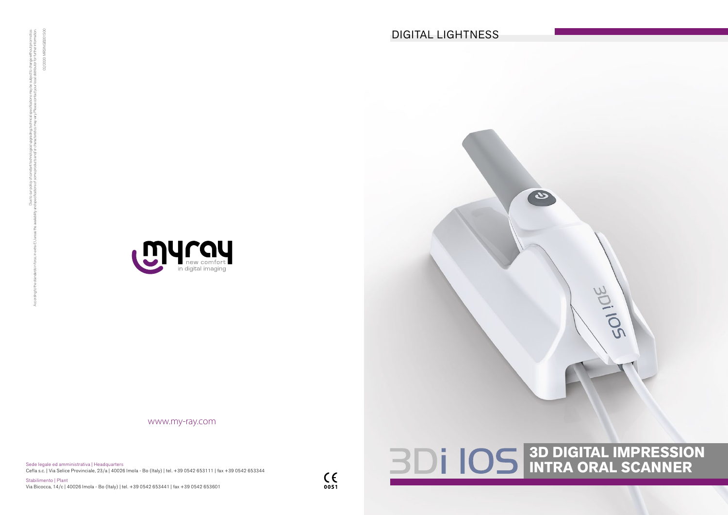Due to our policy of constant technological upgrading, technical specifications may be subject to change without prior notice. According to the standards in force, in extra EU areas the availability and specifications of some products and/or characteristics may vary. Please contact your local distributor for further information.

02/2020 MRSIN GB201S00

myray
new comfort
in digital imaging

www.my-ray.com

Sede legale ed amministrativa | Headquarters
Cefla s.c. | Via Selice Provinciale, 23/a | 40026 Imola - Bo (Italy) | tel. +39 0542 653111 | fax +39 0542 653344

Stabilimento | Plant
Via Bicocca, 14/c | 40026 Imola - Bo (Italy) | tel. +39 0542 653441 | fax +39 0542 653601

CE 0051

DIGITAL LIGHTNESS

# 3Di IOS

## 3D DIGITAL IMPRESSION INTRA ORAL SCANNER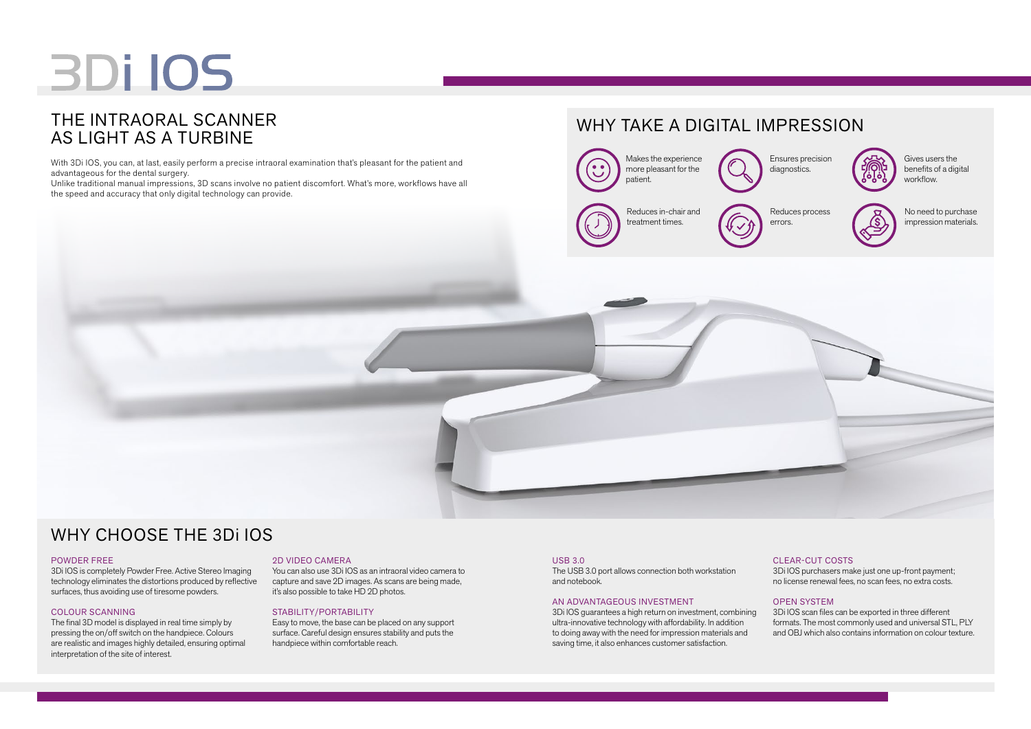# 3Di IOS

## THE INTRAORAL SCANNER AS LIGHT AS A TURBINE

With 3Di IOS, you can, at last, easily perform a precise intraoral examination that's pleasant for the patient and advantageous for the dental surgery.
Unlike traditional manual impressions, 3D scans involve no patient discomfort. What's more, workflows have all the speed and accuracy that only digital technology can provide.

## WHY TAKE A DIGITAL IMPRESSION

- Makes the experience more pleasant for the patient.
- Ensures precision diagnostics.
- Gives users the benefits of a digital workflow.
- Reduces in-chair and treatment times.
- Reduces process errors.
- No need to purchase impression materials.

## WHY CHOOSE THE 3Di IOS

### POWDER FREE
3Di IOS is completely Powder Free. Active Stereo Imaging technology eliminates the distortions produced by reflective surfaces, thus avoiding use of tiresome powders.

### COLOUR SCANNING
The final 3D model is displayed in real time simply by pressing the on/off switch on the handpiece. Colours are realistic and images highly detailed, ensuring optimal interpretation of the site of interest.

### 2D VIDEO CAMERA
You can also use 3Di IOS as an intraoral video camera to capture and save 2D images. As scans are being made, it's also possible to take HD 2D photos.

### STABILITY/PORTABILITY
Easy to move, the base can be placed on any support surface. Careful design ensures stability and puts the handpiece within comfortable reach.

### USB 3.0
The USB 3.0 port allows connection both workstation and notebook.

### AN ADVANTAGEOUS INVESTMENT
3Di IOS guarantees a high return on investment, combining ultra-innovative technology with affordability. In addition to doing away with the need for impression materials and saving time, it also enhances customer satisfaction.

### CLEAR-CUT COSTS
3Di IOS purchasers make just one up-front payment; no license renewal fees, no scan fees, no extra costs.

### OPEN SYSTEM
3Di IOS scan files can be exported in three different formats. The most commonly used and universal STL, PLY and OBJ which also contains information on colour texture.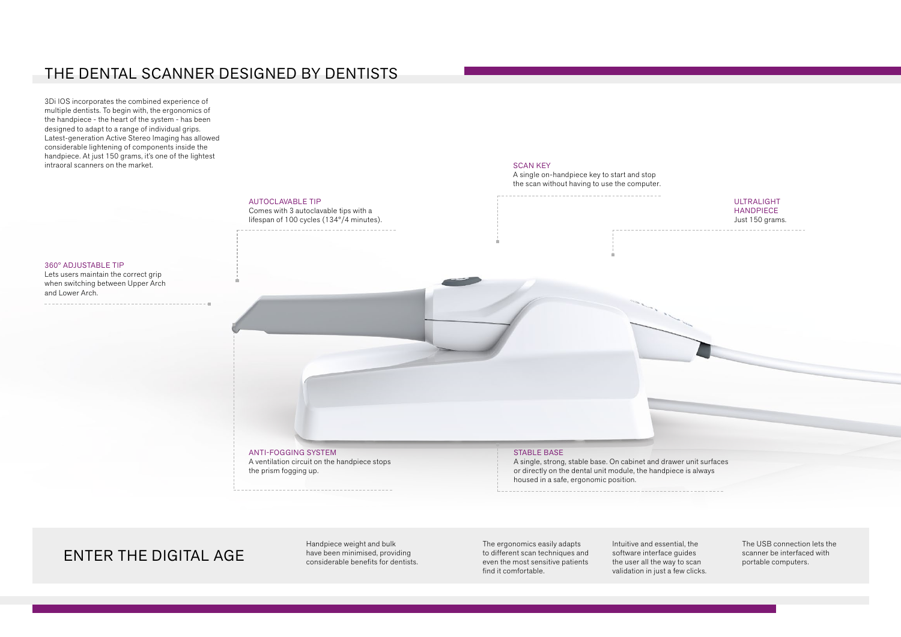# THE DENTAL SCANNER DESIGNED BY DENTISTS

3Di IOS incorporates the combined experience of multiple dentists. To begin with, the ergonomics of the handpiece - the heart of the system - has been designed to adapt to a range of individual grips. Latest-generation Active Stereo Imaging has allowed considerable lightening of components inside the handpiece. At just 150 grams, it's one of the lightest intraoral scanners on the market.

### SCAN KEY

A single on-handpiece key to start and stop the scan without having to use the computer.

### AUTOCLAVABLE TIP

Comes with 3 autoclavable tips with a lifespan of 100 cycles (134°/4 minutes).

### ULTRALIGHT HANDPIECE

Just 150 grams.

### 360° ADJUSTABLE TIP

Lets users maintain the correct grip when switching between Upper Arch and Lower Arch.

### ANTI-FOGGING SYSTEM

A ventilation circuit on the handpiece stops the prism fogging up.

### STABLE BASE

A single, strong, stable base. On cabinet and drawer unit surfaces or directly on the dental unit module, the handpiece is always housed in a safe, ergonomic position.

## ENTER THE DIGITAL AGE

Handpiece weight and bulk have been minimised, providing considerable benefits for dentists.

The ergonomics easily adapts to different scan techniques and even the most sensitive patients find it comfortable.

Intuitive and essential, the software interface guides the user all the way to scan validation in just a few clicks.

The USB connection lets the scanner be interfaced with portable computers.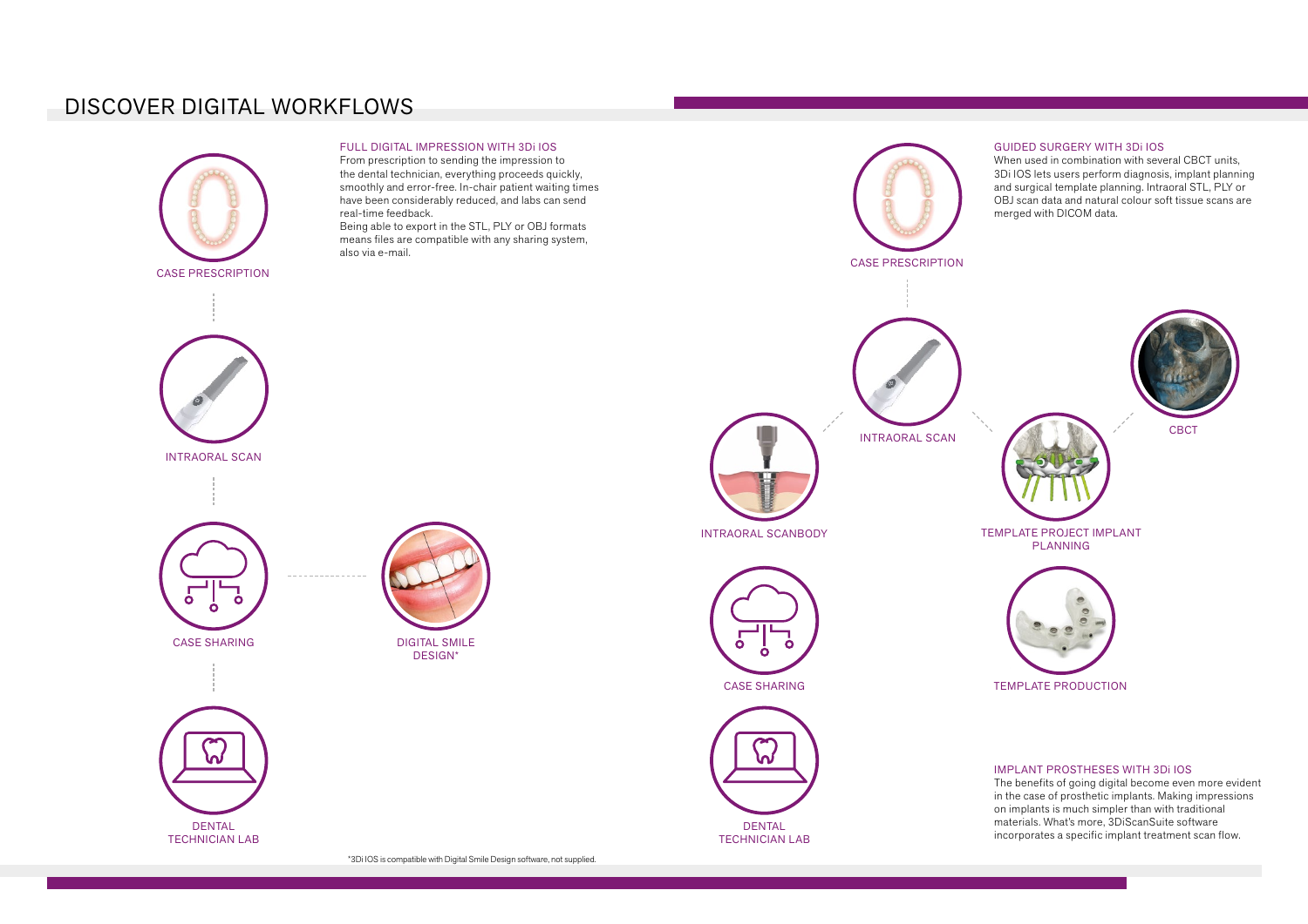# DISCOVER DIGITAL WORKFLOWS

## FULL DIGITAL IMPRESSION WITH 3Di IOS

From prescription to sending the impression to the dental technician, everything proceeds quickly, smoothly and error-free. In-chair patient waiting times have been considerably reduced, and labs can send real-time feedback.
Being able to export in the STL, PLY or OBJ formats means files are compatible with any sharing system, also via e-mail.

CASE PRESCRIPTION

INTRAORAL SCAN

CASE SHARING

DIGITAL SMILE DESIGN*

DENTAL TECHNICIAN LAB

*3Di IOS is compatible with Digital Smile Design software, not supplied.

## GUIDED SURGERY WITH 3Di IOS

When used in combination with several CBCT units, 3Di IOS lets users perform diagnosis, implant planning and surgical template planning. Intraoral STL, PLY or OBJ scan data and natural colour soft tissue scans are merged with DICOM data.

CASE PRESCRIPTION

INTRAORAL SCAN

CBCT

INTRAORAL SCANBODY

TEMPLATE PROJECT IMPLANT PLANNING

CASE SHARING

TEMPLATE PRODUCTION

DENTAL TECHNICIAN LAB

## IMPLANT PROSTHESES WITH 3Di IOS

The benefits of going digital become even more evident in the case of prosthetic implants. Making impressions on implants is much simpler than with traditional materials. What's more, 3DiScanSuite software incorporates a specific implant treatment scan flow.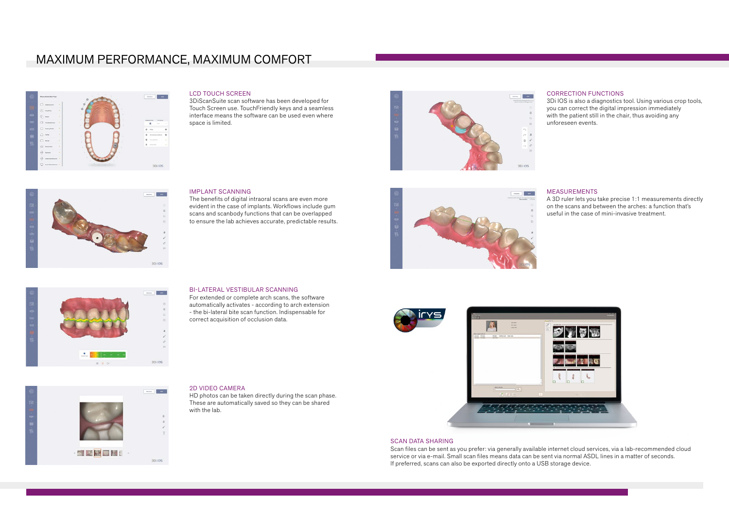# MAXIMUM PERFORMANCE, MAXIMUM COMFORT

## LCD TOUCH SCREEN

3DiScanSuite scan software has been developed for Touch Screen use. TouchFriendly keys and a seamless interface means the software can be used even where space is limited.

## CORRECTION FUNCTIONS

3Di IOS is also a diagnostics tool. Using various crop tools, you can correct the digital impression immediately with the patient still in the chair, thus avoiding any unforeseen events.

## IMPLANT SCANNING

The benefits of digital intraoral scans are even more evident in the case of implants. Workflows include gum scans and scanbody functions that can be overlapped to ensure the lab achieves accurate, predictable results.

## MEASUREMENTS

A 3D ruler lets you take precise 1:1 measurements directly on the scans and between the arches: a function that's useful in the case of mini-invasive treatment.

## BI-LATERAL VESTIBULAR SCANNING

For extended or complete arch scans, the software automatically activates - according to arch extension - the bi-lateral bite scan function. Indispensable for correct acquisition of occlusion data.

## 2D VIDEO CAMERA

HD photos can be taken directly during the scan phase. These are automatically saved so they can be shared with the lab.

## SCAN DATA SHARING

Scan files can be sent as you prefer: via generally available internet cloud services, via a lab-recommended cloud service or via e-mail. Small scan files means data can be sent via normal ASDL lines in a matter of seconds. If preferred, scans can also be exported directly onto a USB storage device.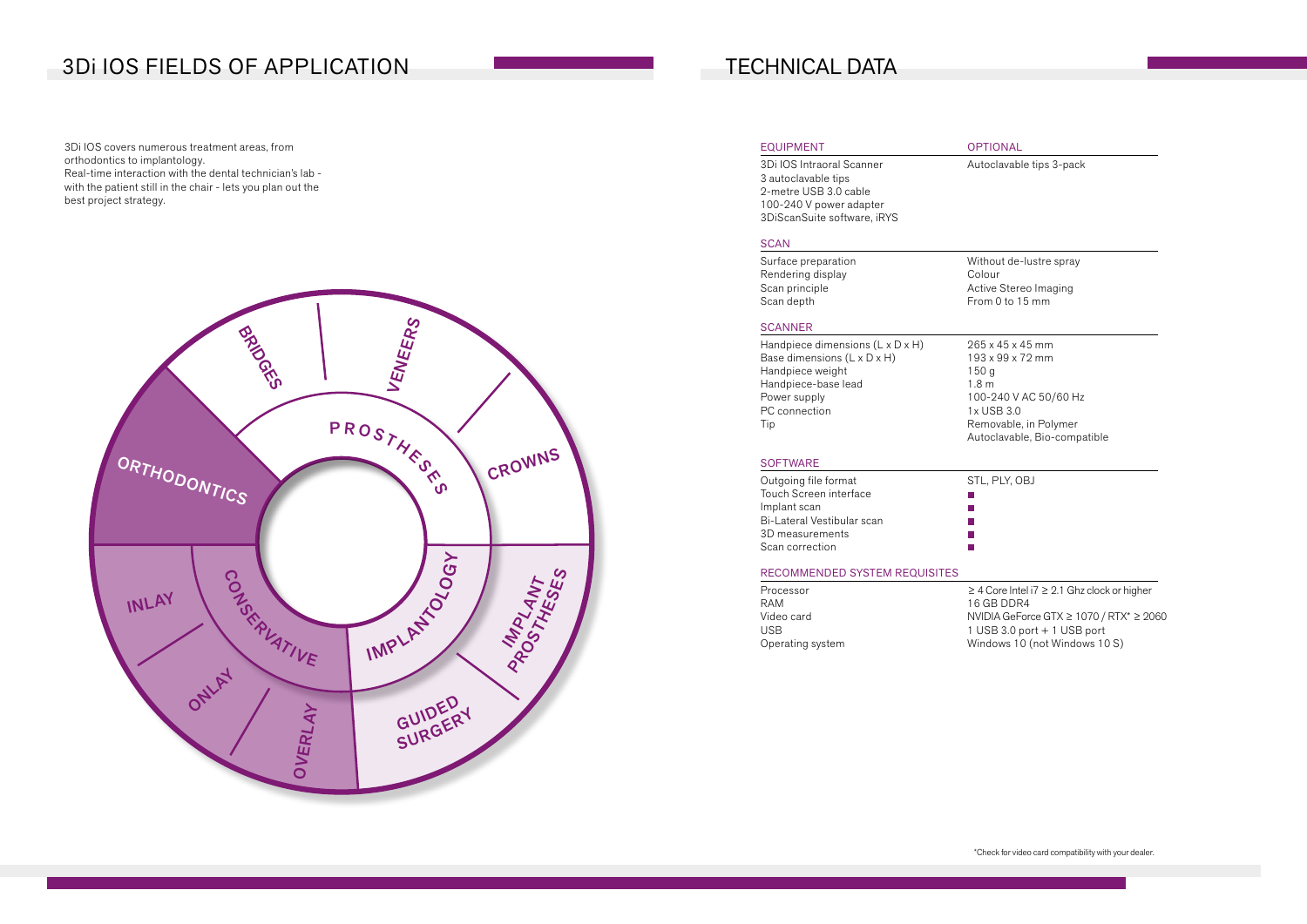## 3Di IOS FIELDS OF APPLICATION

3Di IOS covers numerous treatment areas, from orthodontics to implantology.
Real-time interaction with the dental technician's lab - with the patient still in the chair - lets you plan out the best project strategy.

PROSTHESES
BRIDGES
VENEERS
CROWNS
ORTHODONTICS
CONSERVATIVE
INLAY
ONLAY
OVERLAY
IMPLANTOLOGY
IMPLANT PROSTHESES
GUIDED SURGERY

## TECHNICAL DATA

| EQUIPMENT | OPTIONAL |
|---|---|
| 3Di IOS Intraoral Scanner<br>3 autoclavable tips<br>2-metre USB 3.0 cable<br>100-240 V power adapter<br>3DiScanSuite software, iRYS | Autoclavable tips 3-pack |

| SCAN | |
|---|---|
| Surface preparation | Without de-lustre spray |
| Rendering display | Colour |
| Scan principle | Active Stereo Imaging |
| Scan depth | From 0 to 15 mm |

| SCANNER | |
|---|---|
| Handpiece dimensions (L x D x H) | 265 x 45 x 45 mm |
| Base dimensions (L x D x H) | 193 x 99 x 72 mm |
| Handpiece weight | 150 g |
| Handpiece-base lead | 1.8 m |
| Power supply | 100-240 V AC 50/60 Hz |
| PC connection | 1x USB 3.0 |
| Tip | Removable, in Polymer<br>Autoclavable, Bio-compatible |

| SOFTWARE | |
|---|---|
| Outgoing file format | STL, PLY, OBJ |
| Touch Screen interface | ■ |
| Implant scan | ■ |
| Bi-Lateral Vestibular scan | ■ |
| 3D measurements | ■ |
| Scan correction | ■ |

| RECOMMENDED SYSTEM REQUISITES | |
|---|---|
| Processor | ≥ 4 Core Intel i7 ≥ 2.1 Ghz clock or higher |
| RAM | 16 GB DDR4 |
| Video card | NVIDIA GeForce GTX ≥ 1070 / RTX* ≥ 2060 |
| USB | 1 USB 3.0 port + 1 USB port |
| Operating system | Windows 10 (not Windows 10 S) |

*Check for video card compatibility with your dealer.